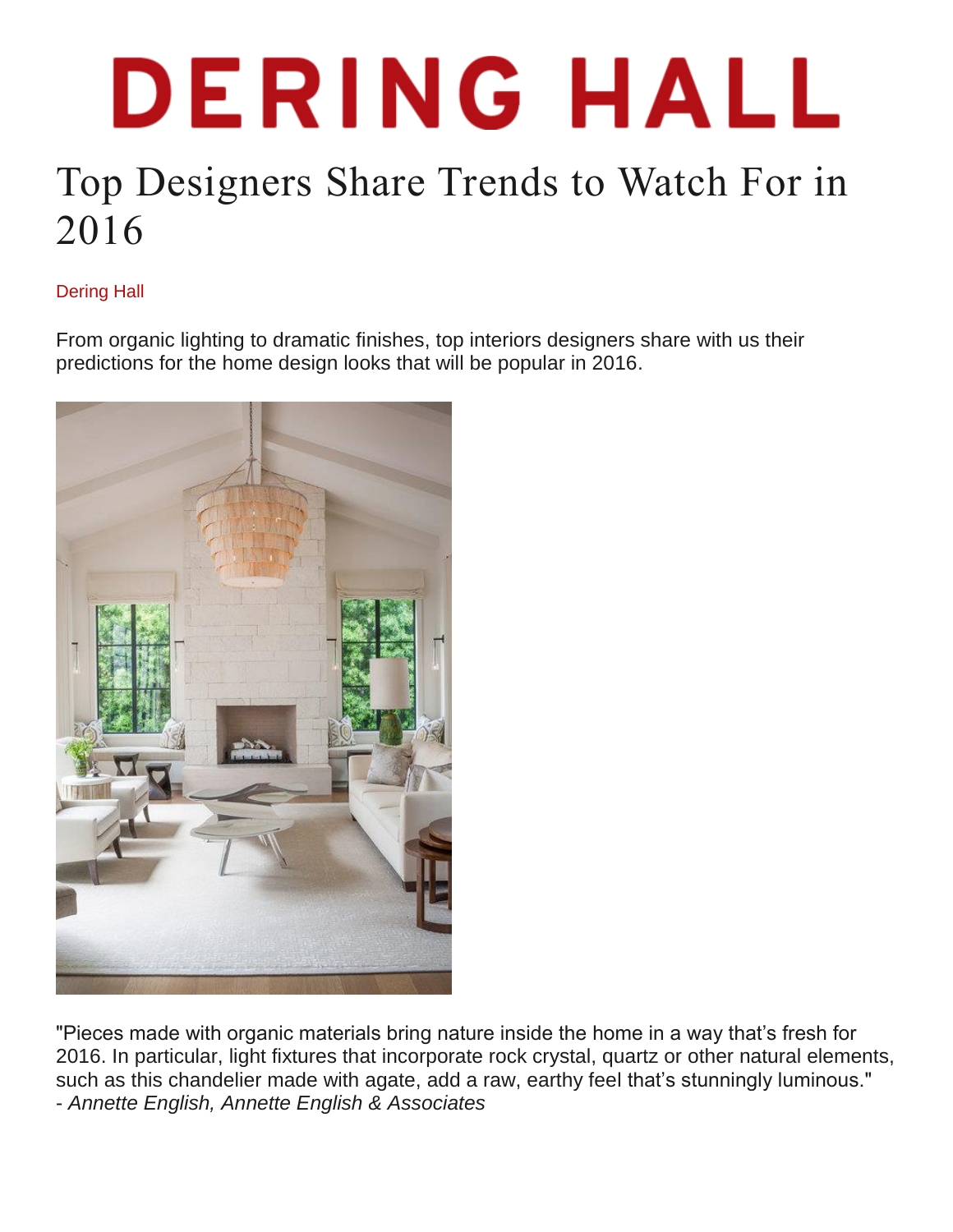# DERING HALL

## Top Designers Share Trends to Watch For in 2016

Dering Hall

From organic lighting to dramatic finishes, top interiors designers share with us their predictions for the home design looks that will be popular in 2016.

"Pieces made with organic materials bring nature inside the home in a way that's fresh for 2016. In particular, light fixtures that incorporate rock crystal, quartz or other natural elements, such as this chandelier made with agate, add a raw, earthy feel that's stunningly luminous."
- *Annette English, Annette English & Associates*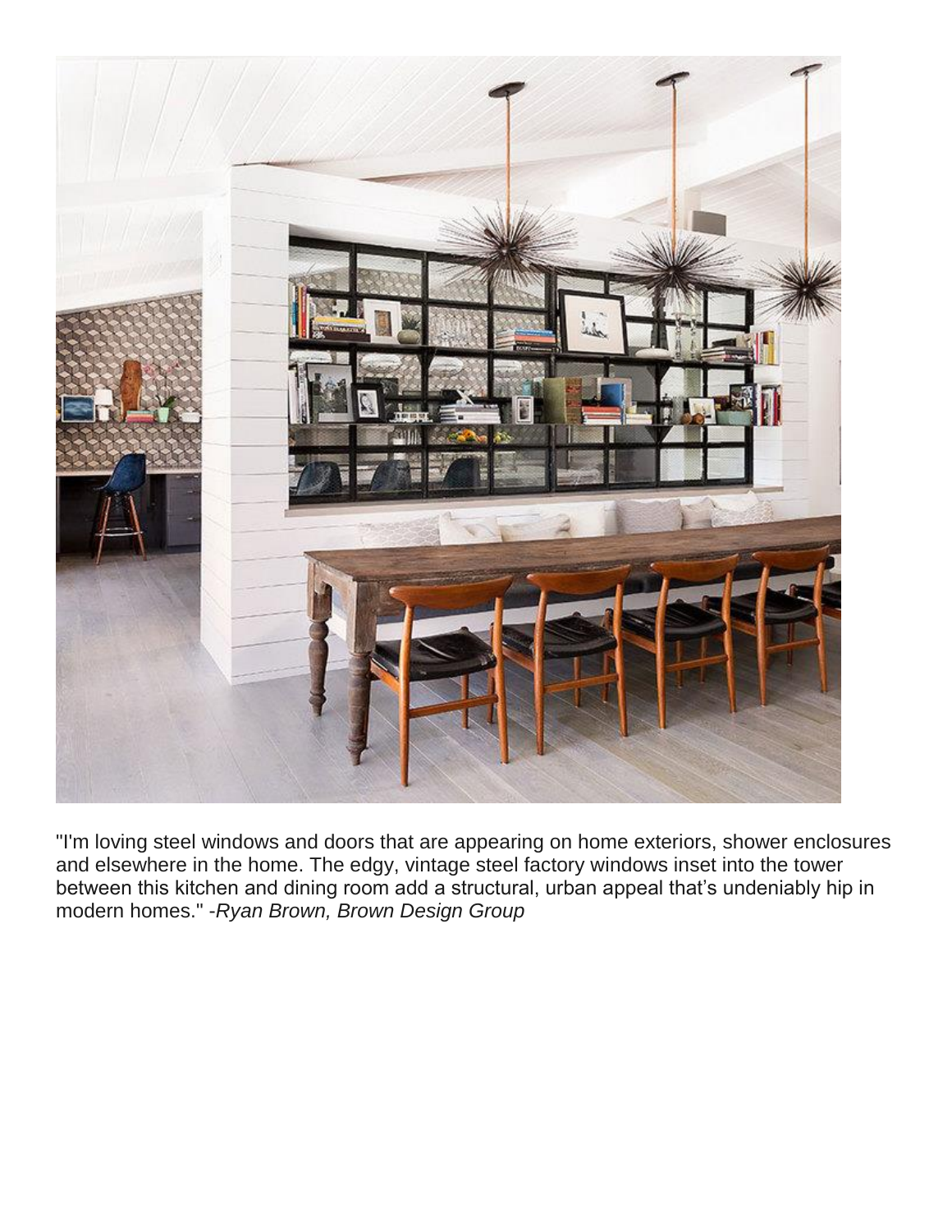"I'm loving steel windows and doors that are appearing on home exteriors, shower enclosures and elsewhere in the home. The edgy, vintage steel factory windows inset into the tower between this kitchen and dining room add a structural, urban appeal that's undeniably hip in modern homes." -*Ryan Brown, Brown Design Group*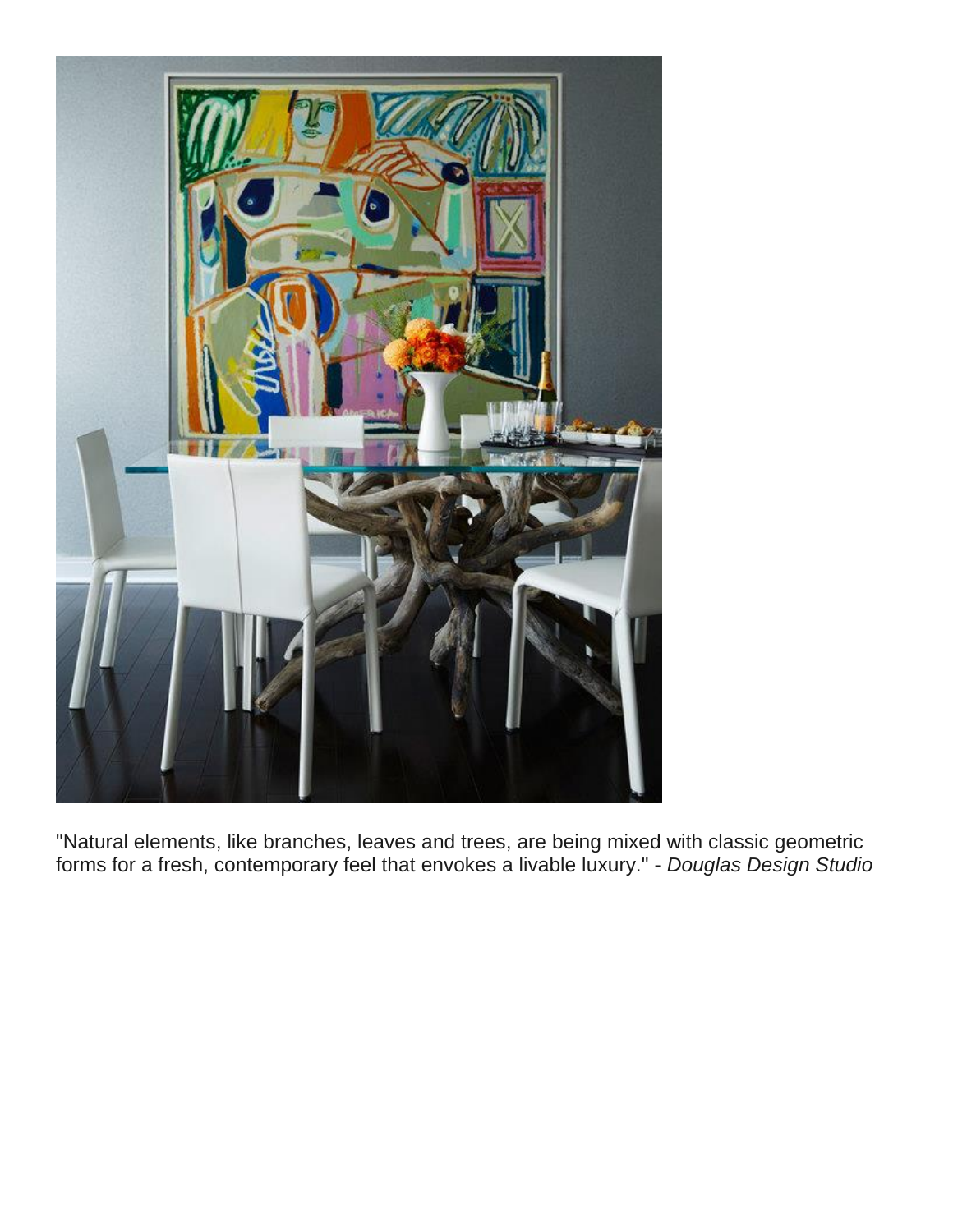"Natural elements, like branches, leaves and trees, are being mixed with classic geometric forms for a fresh, contemporary feel that envokes a livable luxury." - *Douglas Design Studio*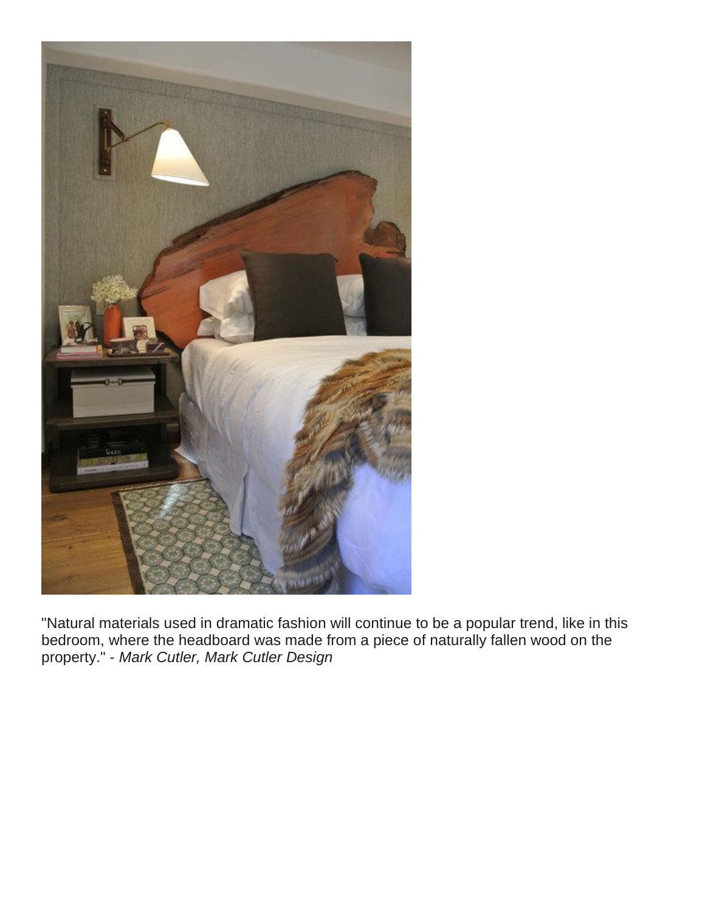"Natural materials used in dramatic fashion will continue to be a popular trend, like in this bedroom, where the headboard was made from a piece of naturally fallen wood on the property." - *Mark Cutler, Mark Cutler Design*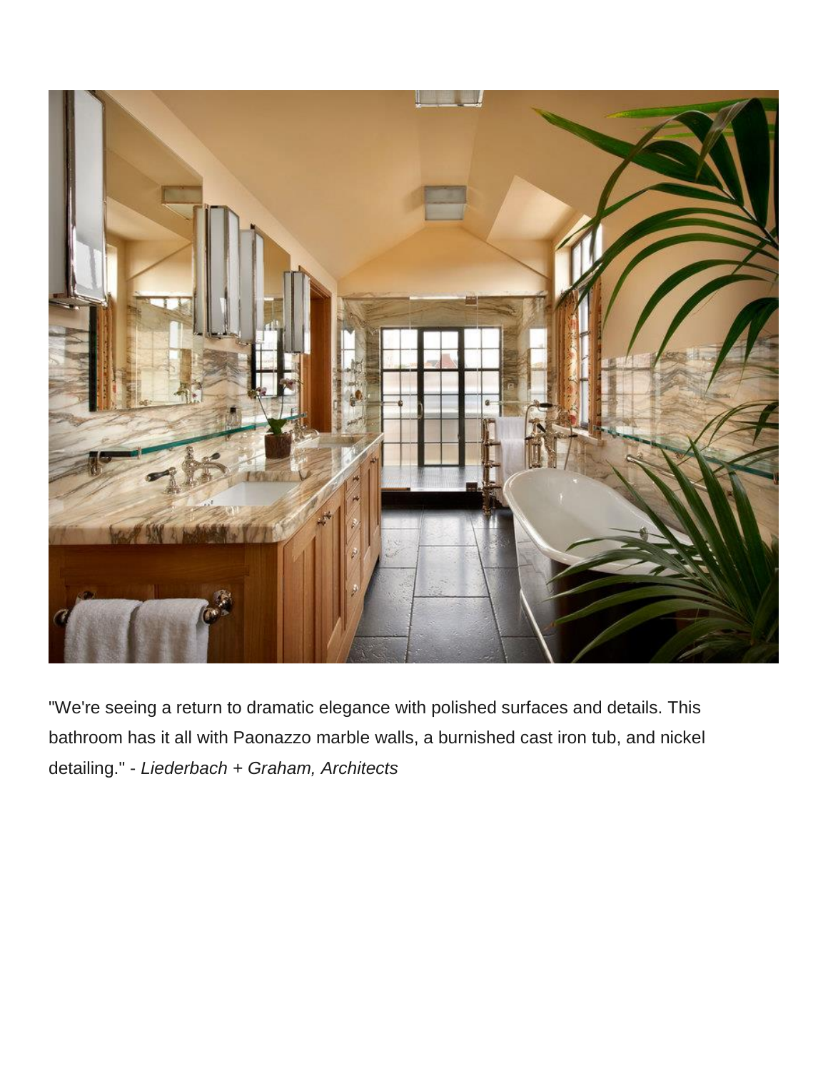"We're seeing a return to dramatic elegance with polished surfaces and details. This bathroom has it all with Paonazzo marble walls, a burnished cast iron tub, and nickel detailing." - *Liederbach + Graham, Architects*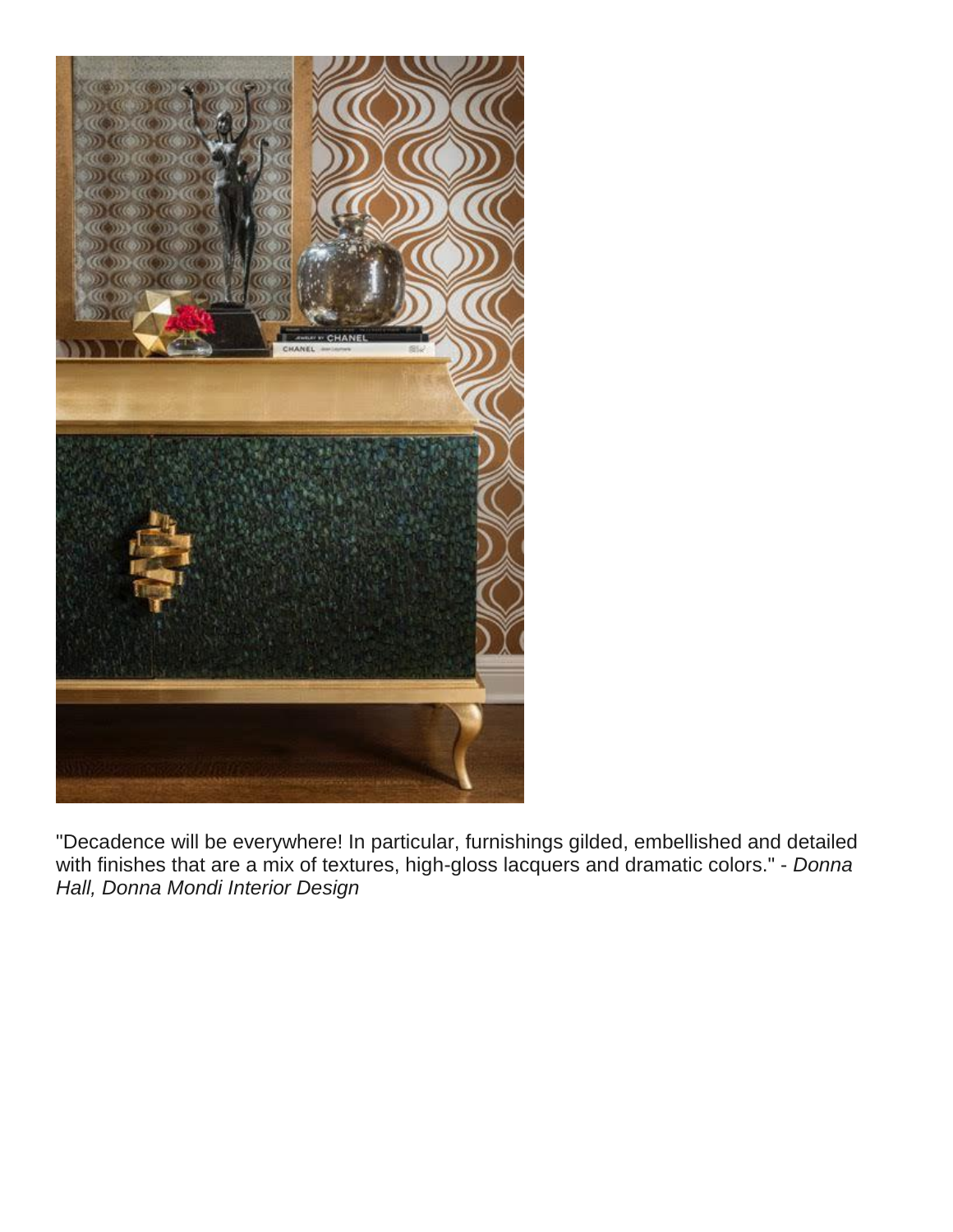"Decadence will be everywhere! In particular, furnishings gilded, embellished and detailed with finishes that are a mix of textures, high-gloss lacquers and dramatic colors." - *Donna Hall, Donna Mondi Interior Design*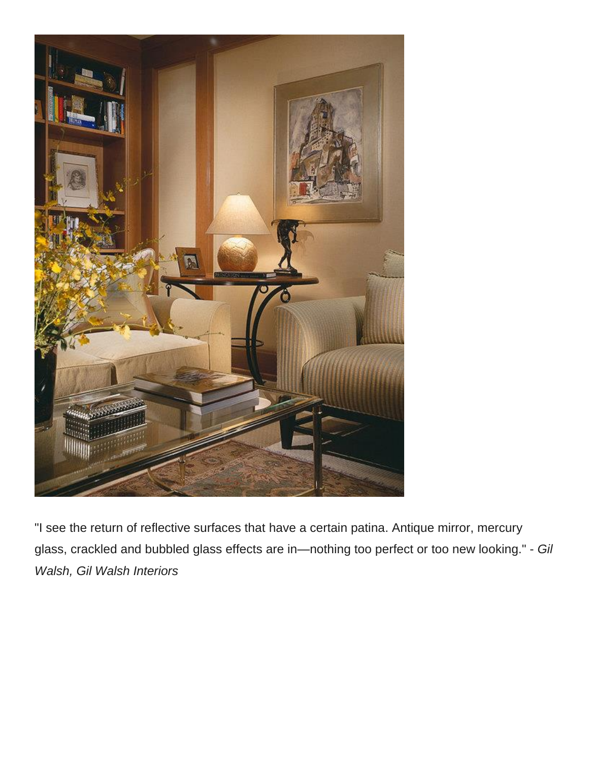"I see the return of reflective surfaces that have a certain patina. Antique mirror, mercury glass, crackled and bubbled glass effects are in—nothing too perfect or too new looking." - *Gil Walsh, Gil Walsh Interiors*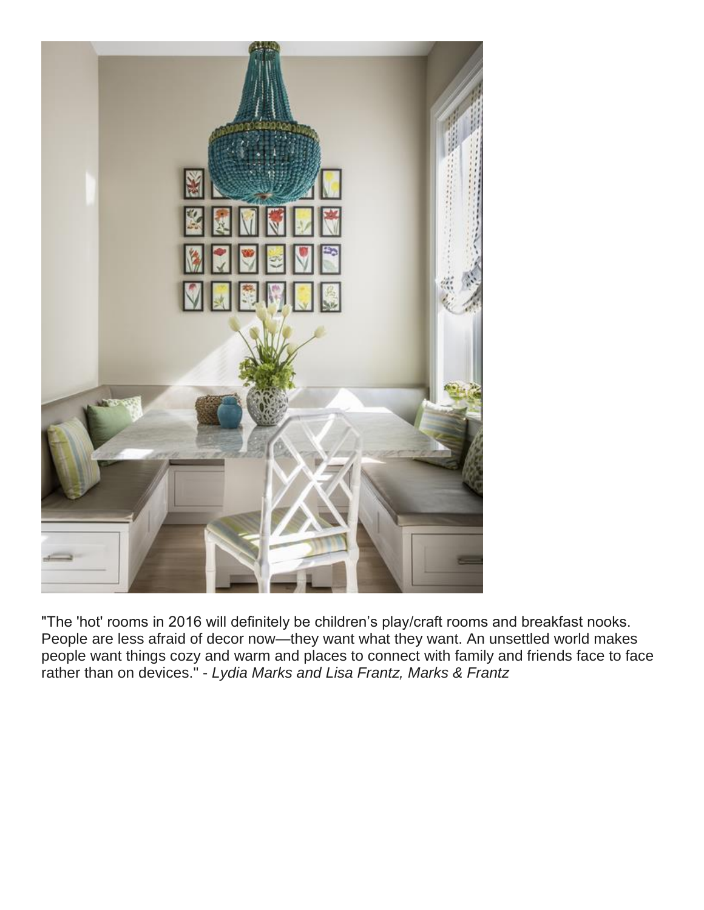"The 'hot' rooms in 2016 will definitely be children's play/craft rooms and breakfast nooks. People are less afraid of decor now—they want what they want. An unsettled world makes people want things cozy and warm and places to connect with family and friends face to face rather than on devices." - *Lydia Marks and Lisa Frantz, Marks & Frantz*